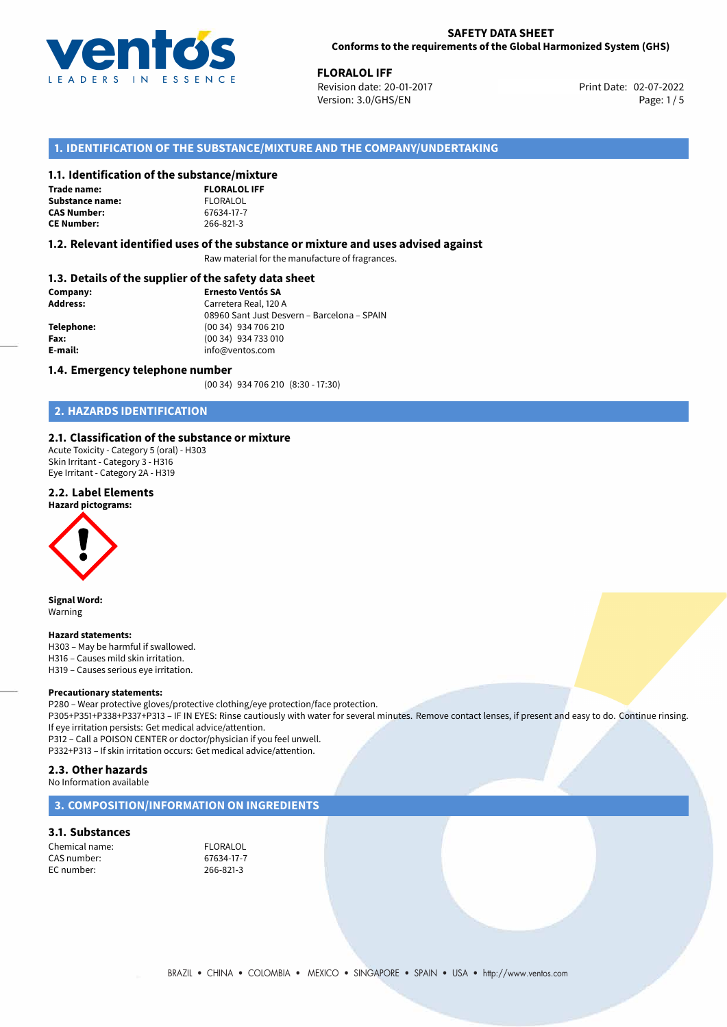**SAFETY DATA SHEET**
**Conforms to the requirements of the Global Harmonized System (GHS)**

**FLORALOL IFF**
Revision date: 20-01-2017
Version: 3.0/GHS/EN
Print Date: 02-07-2022

## 1. IDENTIFICATION OF THE SUBSTANCE/MIXTURE AND THE COMPANY/UNDERTAKING

### 1.1. Identification of the substance/mixture

**Trade name:** **FLORALOL IFF**
**Substance name:** FLORALOL
**CAS Number:** 67634-17-7
**CE Number:** 266-821-3

### 1.2. Relevant identified uses of the substance or mixture and uses advised against

Raw material for the manufacture of fragrances.

### 1.3. Details of the supplier of the safety data sheet

**Company:** **Ernesto Ventós SA**
**Address:** Carretera Real, 120 A
08960 Sant Just Desvern – Barcelona – SPAIN
**Telephone:** (00 34) 934 706 210
**Fax:** (00 34) 934 733 010
**E-mail:** info@ventos.com

### 1.4. Emergency telephone number

(00 34) 934 706 210 (8:30 - 17:30)

## 2. HAZARDS IDENTIFICATION

### 2.1. Classification of the substance or mixture

Acute Toxicity - Category 5 (oral) - H303
Skin Irritant - Category 3 - H316
Eye Irritant - Category 2A - H319

### 2.2. Label Elements

**Hazard pictograms:**

**Signal Word:**
Warning

**Hazard statements:**
H303 – May be harmful if swallowed.
H316 – Causes mild skin irritation.
H319 – Causes serious eye irritation.

**Precautionary statements:**
P280 – Wear protective gloves/protective clothing/eye protection/face protection.
P305+P351+P338+P337+P313 – IF IN EYES: Rinse cautiously with water for several minutes. Remove contact lenses, if present and easy to do. Continue rinsing. If eye irritation persists: Get medical advice/attention.
P312 – Call a POISON CENTER or doctor/physician if you feel unwell.
P332+P313 – If skin irritation occurs: Get medical advice/attention.

### 2.3. Other hazards

No Information available

## 3. COMPOSITION/INFORMATION ON INGREDIENTS

### 3.1. Substances

Chemical name: FLORALOL
CAS number: 67634-17-7
EC number: 266-821-3

BRAZIL • CHINA • COLOMBIA • MEXICO • SINGAPORE • SPAIN • USA • http://www.ventos.com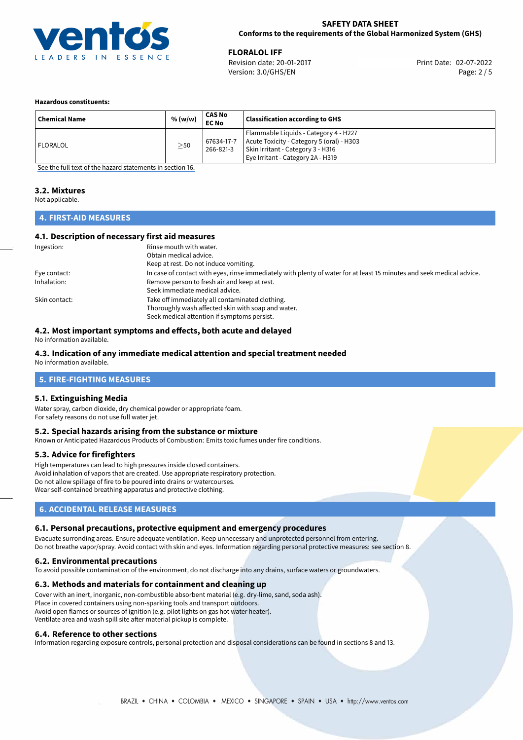**Hazardous constituents:**

| Chemical Name | % (w/w) | CAS No<br>EC No | Classification according to GHS |
|---|---|---|---|
| FLORALOL | ≥50 | 67634-17-7<br>266-821-3 | Flammable Liquids - Category 4 - H227<br>Acute Toxicity - Category 5 (oral) - H303<br>Skin Irritant - Category 3 - H316<br>Eye Irritant - Category 2A - H319 |

See the full text of the hazard statements in section 16.

### 3.2. Mixtures

Not applicable.

## 4. FIRST-AID MEASURES

### 4.1. Description of necessary first aid measures

Ingestion: Rinse mouth with water.
Obtain medical advice.
Keep at rest. Do not induce vomiting.

Eye contact: In case of contact with eyes, rinse immediately with plenty of water for at least 15 minutes and seek medical advice.

Inhalation: Remove person to fresh air and keep at rest.
Seek immediate medical advice.

Skin contact: Take off immediately all contaminated clothing.
Thoroughly wash affected skin with soap and water.
Seek medical attention if symptoms persist.

### 4.2. Most important symptoms and effects, both acute and delayed

No information available.

### 4.3. Indication of any immediate medical attention and special treatment needed

No information available.

## 5. FIRE-FIGHTING MEASURES

### 5.1. Extinguishing Media

Water spray, carbon dioxide, dry chemical powder or appropriate foam.
For safety reasons do not use full water jet.

### 5.2. Special hazards arising from the substance or mixture

Known or Anticipated Hazardous Products of Combustion: Emits toxic fumes under fire conditions.

### 5.3. Advice for firefighters

High temperatures can lead to high pressures inside closed containers.
Avoid inhalation of vapors that are created. Use appropriate respiratory protection.
Do not allow spillage of fire to be poured into drains or watercourses.
Wear self-contained breathing apparatus and protective clothing.

## 6. ACCIDENTAL RELEASE MEASURES

### 6.1. Personal precautions, protective equipment and emergency procedures

Evacuate surronding areas. Ensure adequate ventilation. Keep unnecessary and unprotected personnel from entering.
Do not breathe vapor/spray. Avoid contact with skin and eyes. Information regarding personal protective measures: see section 8.

### 6.2. Environmental precautions

To avoid possible contamination of the environment, do not discharge into any drains, surface waters or groundwaters.

### 6.3. Methods and materials for containment and cleaning up

Cover with an inert, inorganic, non-combustible absorbent material (e.g. dry-lime, sand, soda ash).
Place in covered containers using non-sparking tools and transport outdoors.
Avoid open flames or sources of ignition (e.g. pilot lights on gas hot water heater).
Ventilate area and wash spill site after material pickup is complete.

### 6.4. Reference to other sections

Information regarding exposure controls, personal protection and disposal considerations can be found in sections 8 and 13.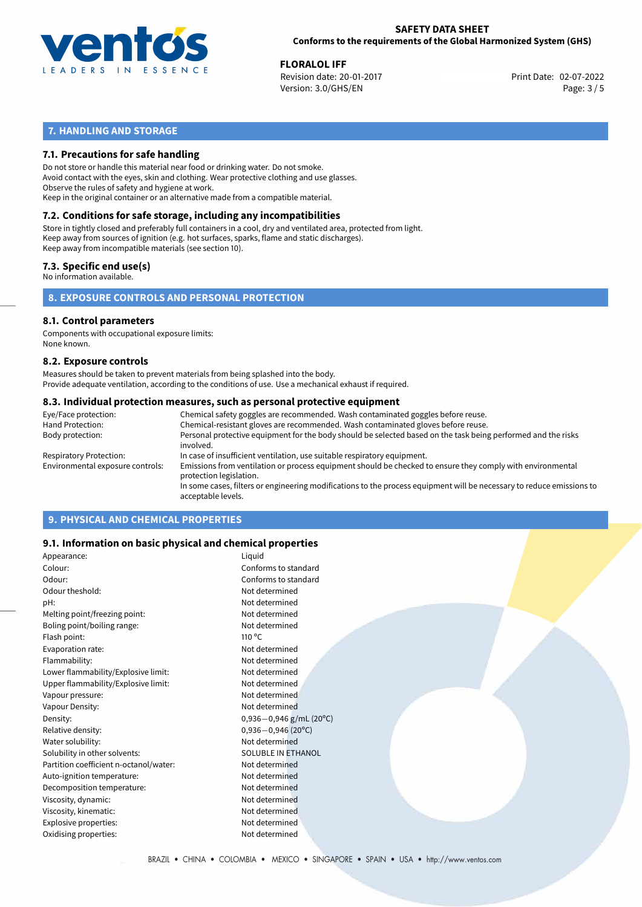## 7. HANDLING AND STORAGE

### 7.1. Precautions for safe handling

Do not store or handle this material near food or drinking water. Do not smoke.
Avoid contact with the eyes, skin and clothing. Wear protective clothing and use glasses.
Observe the rules of safety and hygiene at work.
Keep in the original container or an alternative made from a compatible material.

### 7.2. Conditions for safe storage, including any incompatibilities

Store in tightly closed and preferably full containers in a cool, dry and ventilated area, protected from light.
Keep away from sources of ignition (e.g. hot surfaces, sparks, flame and static discharges).
Keep away from incompatible materials (see section 10).

### 7.3. Specific end use(s)

No information available.

## 8. EXPOSURE CONTROLS AND PERSONAL PROTECTION

### 8.1. Control parameters

Components with occupational exposure limits:
None known.

### 8.2. Exposure controls

Measures should be taken to prevent materials from being splashed into the body.
Provide adequate ventilation, according to the conditions of use. Use a mechanical exhaust if required.

### 8.3. Individual protection measures, such as personal protective equipment

| | |
|---|---|
| Eye/Face protection: | Chemical safety goggles are recommended. Wash contaminated goggles before reuse. |
| Hand Protection: | Chemical-resistant gloves are recommended. Wash contaminated gloves before reuse. |
| Body protection: | Personal protective equipment for the body should be selected based on the task being performed and the risks involved. |
| Respiratory Protection: | In case of insufficient ventilation, use suitable respiratory equipment. |
| Environmental exposure controls: | Emissions from ventilation or process equipment should be checked to ensure they comply with environmental protection legislation. In some cases, filters or engineering modifications to the process equipment will be necessary to reduce emissions to acceptable levels. |

## 9. PHYSICAL AND CHEMICAL PROPERTIES

### 9.1. Information on basic physical and chemical properties

| | |
|---|---|
| Appearance: | Liquid |
| Colour: | Conforms to standard |
| Odour: | Conforms to standard |
| Odour theshold: | Not determined |
| pH: | Not determined |
| Melting point/freezing point: | Not determined |
| Boling point/boiling range: | Not determined |
| Flash point: | 110 °C |
| Evaporation rate: | Not determined |
| Flammability: | Not determined |
| Lower flammability/Explosive limit: | Not determined |
| Upper flammability/Explosive limit: | Not determined |
| Vapour pressure: | Not determined |
| Vapour Density: | Not determined |
| Density: | 0,936−0,946 g/mL (20°C) |
| Relative density: | 0,936−0,946 (20°C) |
| Water solubility: | Not determined |
| Solubility in other solvents: | SOLUBLE IN ETHANOL |
| Partition coefficient n-octanol/water: | Not determined |
| Auto-ignition temperature: | Not determined |
| Decomposition temperature: | Not determined |
| Viscosity, dynamic: | Not determined |
| Viscosity, kinematic: | Not determined |
| Explosive properties: | Not determined |
| Oxidising properties: | Not determined |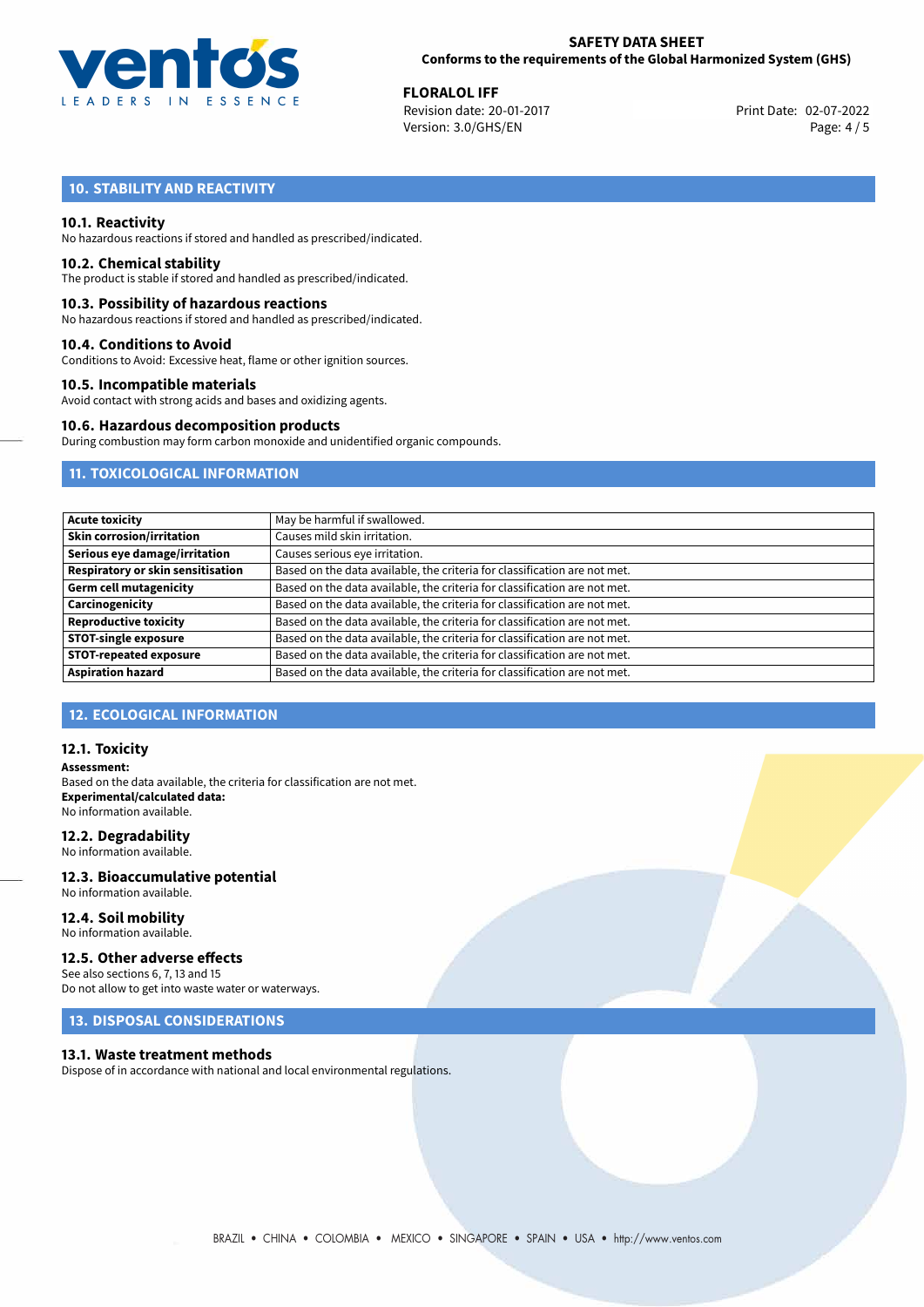## 10. STABILITY AND REACTIVITY

### 10.1. Reactivity
No hazardous reactions if stored and handled as prescribed/indicated.

### 10.2. Chemical stability
The product is stable if stored and handled as prescribed/indicated.

### 10.3. Possibility of hazardous reactions
No hazardous reactions if stored and handled as prescribed/indicated.

### 10.4. Conditions to Avoid
Conditions to Avoid: Excessive heat, flame or other ignition sources.

### 10.5. Incompatible materials
Avoid contact with strong acids and bases and oxidizing agents.

### 10.6. Hazardous decomposition products
During combustion may form carbon monoxide and unidentified organic compounds.

## 11. TOXICOLOGICAL INFORMATION

| | |
|---|---|
| **Acute toxicity** | May be harmful if swallowed. |
| **Skin corrosion/irritation** | Causes mild skin irritation. |
| **Serious eye damage/irritation** | Causes serious eye irritation. |
| **Respiratory or skin sensitisation** | Based on the data available, the criteria for classification are not met. |
| **Germ cell mutagenicity** | Based on the data available, the criteria for classification are not met. |
| **Carcinogenicity** | Based on the data available, the criteria for classification are not met. |
| **Reproductive toxicity** | Based on the data available, the criteria for classification are not met. |
| **STOT-single exposure** | Based on the data available, the criteria for classification are not met. |
| **STOT-repeated exposure** | Based on the data available, the criteria for classification are not met. |
| **Aspiration hazard** | Based on the data available, the criteria for classification are not met. |

## 12. ECOLOGICAL INFORMATION

### 12.1. Toxicity
**Assessment:**
Based on the data available, the criteria for classification are not met.
**Experimental/calculated data:**
No information available.

### 12.2. Degradability
No information available.

### 12.3. Bioaccumulative potential
No information available.

### 12.4. Soil mobility
No information available.

### 12.5. Other adverse effects
See also sections 6, 7, 13 and 15
Do not allow to get into waste water or waterways.

## 13. DISPOSAL CONSIDERATIONS

### 13.1. Waste treatment methods
Dispose of in accordance with national and local environmental regulations.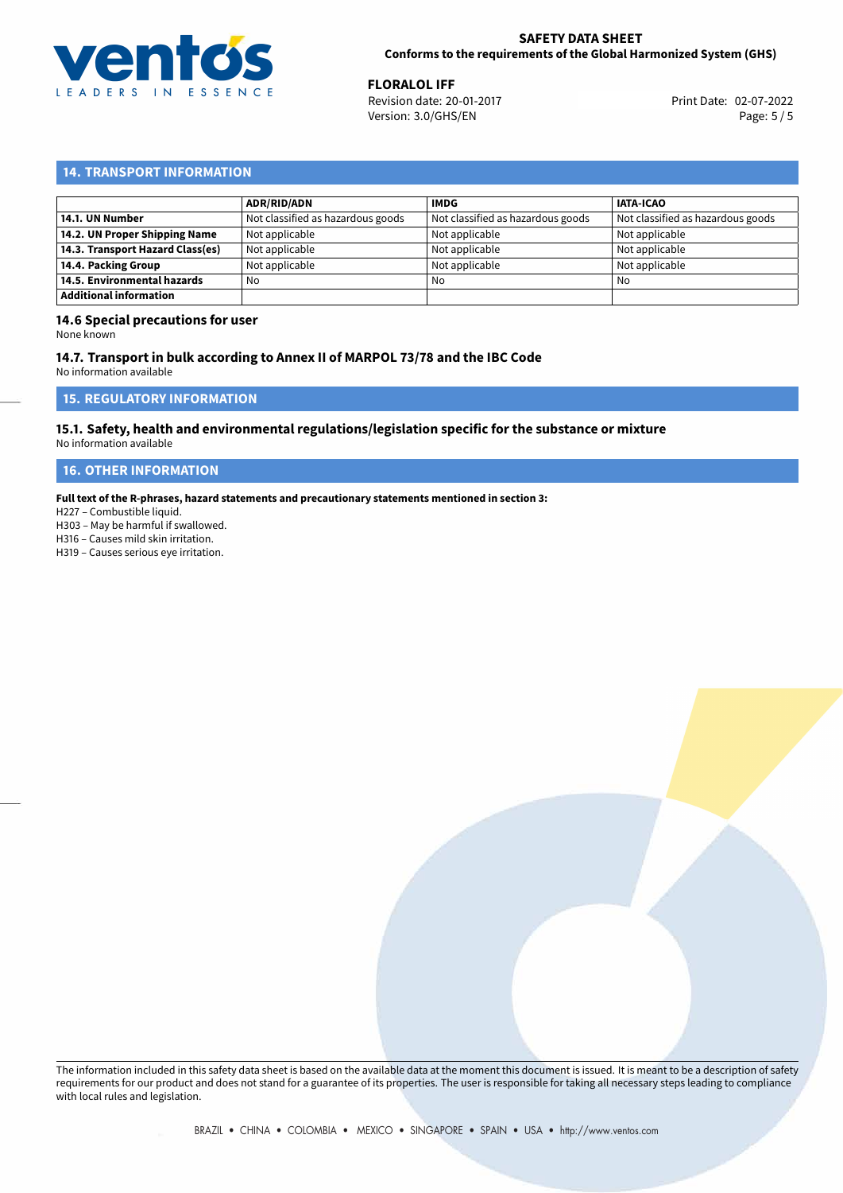## 14. TRANSPORT INFORMATION

| | ADR/RID/ADN | IMDG | IATA-ICAO |
|---|---|---|---|
| **14.1. UN Number** | Not classified as hazardous goods | Not classified as hazardous goods | Not classified as hazardous goods |
| **14.2. UN Proper Shipping Name** | Not applicable | Not applicable | Not applicable |
| **14.3. Transport Hazard Class(es)** | Not applicable | Not applicable | Not applicable |
| **14.4. Packing Group** | Not applicable | Not applicable | Not applicable |
| **14.5. Environmental hazards** | No | No | No |
| **Additional information** | | | |

### 14.6 Special precautions for user

None known

### 14.7. Transport in bulk according to Annex II of MARPOL 73/78 and the IBC Code

No information available

## 15. REGULATORY INFORMATION

### 15.1. Safety, health and environmental regulations/legislation specific for the substance or mixture

No information available

## 16. OTHER INFORMATION

**Full text of the R-phrases, hazard statements and precautionary statements mentioned in section 3:**

H227 – Combustible liquid.
H303 – May be harmful if swallowed.
H316 – Causes mild skin irritation.
H319 – Causes serious eye irritation.

The information included in this safety data sheet is based on the available data at the moment this document is issued. It is meant to be a description of safety requirements for our product and does not stand for a guarantee of its properties. The user is responsible for taking all necessary steps leading to compliance with local rules and legislation.

BRAZIL • CHINA • COLOMBIA • MEXICO • SINGAPORE • SPAIN • USA • http://www.ventos.com